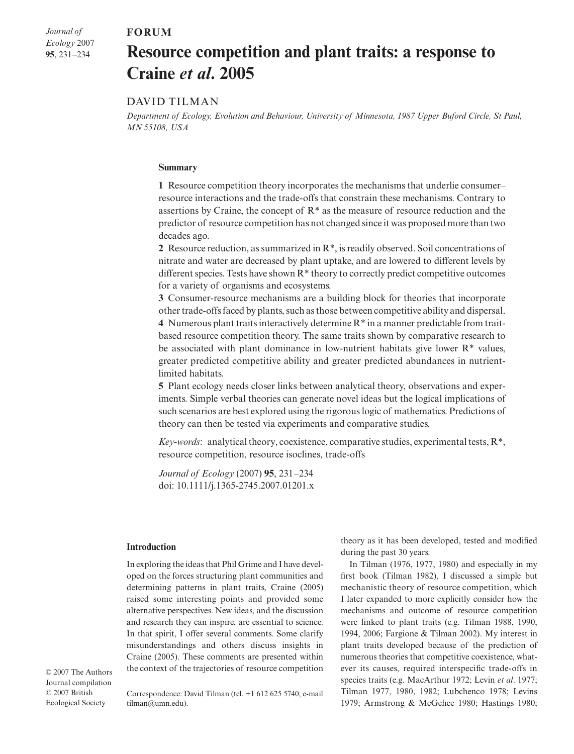**FORUM**

# Resource competition and plant traits: a response to Craine *et al*. 2005

DAVID TILMAN

*Department of Ecology, Evolution and Behaviour, University of Minnesota, 1987 Upper Buford Circle, St Paul, MN 55108, USA*

## Summary

**1** Resource competition theory incorporates the mechanisms that underlie consumer–resource interactions and the trade-offs that constrain these mechanisms. Contrary to assertions by Craine, the concept of R* as the measure of resource reduction and the predictor of resource competition has not changed since it was proposed more than two decades ago.

**2** Resource reduction, as summarized in R*, is readily observed. Soil concentrations of nitrate and water are decreased by plant uptake, and are lowered to different levels by different species. Tests have shown R* theory to correctly predict competitive outcomes for a variety of organisms and ecosystems.

**3** Consumer-resource mechanisms are a building block for theories that incorporate other trade-offs faced by plants, such as those between competitive ability and dispersal.

**4** Numerous plant traits interactively determine R* in a manner predictable from trait-based resource competition theory. The same traits shown by comparative research to be associated with plant dominance in low-nutrient habitats give lower R* values, greater predicted competitive ability and greater predicted abundances in nutrient-limited habitats.

**5** Plant ecology needs closer links between analytical theory, observations and experiments. Simple verbal theories can generate novel ideas but the logical implications of such scenarios are best explored using the rigorous logic of mathematics. Predictions of theory can then be tested via experiments and comparative studies.

*Key-words*: analytical theory, coexistence, comparative studies, experimental tests, R*, resource competition, resource isoclines, trade-offs

*Journal of Ecology* (2007) **95**, 231–234
doi: 10.1111/j.1365-2745.2007.01201.x

## Introduction

In exploring the ideas that Phil Grime and I have developed on the forces structuring plant communities and determining patterns in plant traits, Craine (2005) raised some interesting points and provided some alternative perspectives. New ideas, and the discussion and research they can inspire, are essential to science. In that spirit, I offer several comments. Some clarify misunderstandings and others discuss insights in Craine (2005). These comments are presented within the context of the trajectories of resource competition theory as it has been developed, tested and modified during the past 30 years.

In Tilman (1976, 1977, 1980) and especially in my first book (Tilman 1982), I discussed a simple but mechanistic theory of resource competition, which I later expanded to more explicitly consider how the mechanisms and outcome of resource competition were linked to plant traits (e.g. Tilman 1988, 1990, 1994, 2006; Fargione & Tilman 2002). My interest in plant traits developed because of the prediction of numerous theories that competitive coexistence, whatever its causes, required interspecific trade-offs in species traits (e.g. MacArthur 1972; Levin *et al*. 1977; Tilman 1977, 1980, 1982; Lubchenco 1978; Levins 1979; Armstrong & McGehee 1980; Hastings 1980;

Correspondence: David Tilman (tel. +1 612 625 5740; e-mail tilman@umn.edu).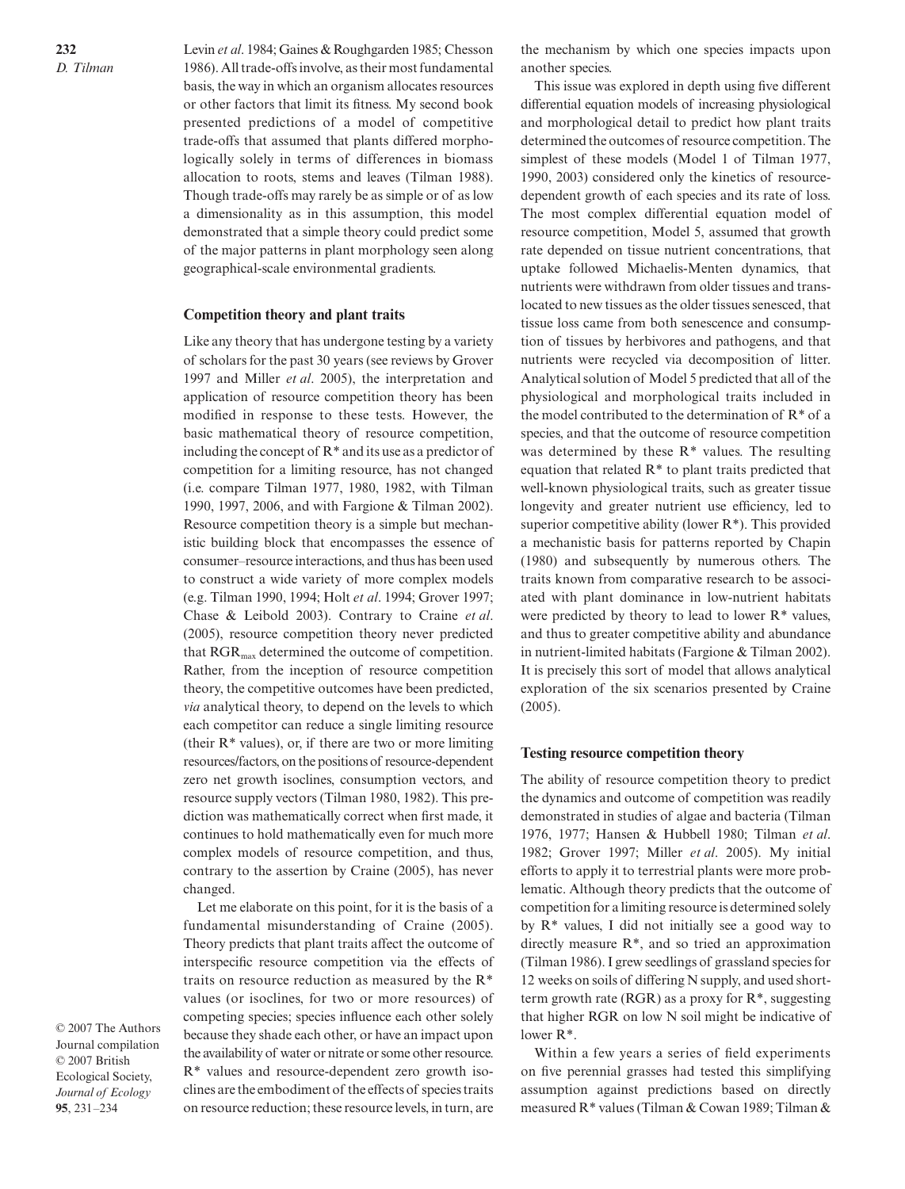Levin *et al*. 1984; Gaines & Roughgarden 1985; Chesson 1986). All trade-offs involve, as their most fundamental basis, the way in which an organism allocates resources or other factors that limit its fitness. My second book presented predictions of a model of competitive trade-offs that assumed that plants differed morphologically solely in terms of differences in biomass allocation to roots, stems and leaves (Tilman 1988). Though trade-offs may rarely be as simple or of as low a dimensionality as in this assumption, this model demonstrated that a simple theory could predict some of the major patterns in plant morphology seen along geographical-scale environmental gradients.

## Competition theory and plant traits

Like any theory that has undergone testing by a variety of scholars for the past 30 years (see reviews by Grover 1997 and Miller *et al*. 2005), the interpretation and application of resource competition theory has been modified in response to these tests. However, the basic mathematical theory of resource competition, including the concept of R* and its use as a predictor of competition for a limiting resource, has not changed (i.e. compare Tilman 1977, 1980, 1982, with Tilman 1990, 1997, 2006, and with Fargione & Tilman 2002). Resource competition theory is a simple but mechanistic building block that encompasses the essence of consumer–resource interactions, and thus has been used to construct a wide variety of more complex models (e.g. Tilman 1990, 1994; Holt *et al*. 1994; Grover 1997; Chase & Leibold 2003). Contrary to Craine *et al*. (2005), resource competition theory never predicted that $RGR_{max}$ determined the outcome of competition. Rather, from the inception of resource competition theory, the competitive outcomes have been predicted, *via* analytical theory, to depend on the levels to which each competitor can reduce a single limiting resource (their R* values), or, if there are two or more limiting resources/factors, on the positions of resource-dependent zero net growth isoclines, consumption vectors, and resource supply vectors (Tilman 1980, 1982). This prediction was mathematically correct when first made, it continues to hold mathematically even for much more complex models of resource competition, and thus, contrary to the assertion by Craine (2005), has never changed.

Let me elaborate on this point, for it is the basis of a fundamental misunderstanding of Craine (2005). Theory predicts that plant traits affect the outcome of interspecific resource competition via the effects of traits on resource reduction as measured by the R* values (or isoclines, for two or more resources) of competing species; species influence each other solely because they shade each other, or have an impact upon the availability of water or nitrate or some other resource. R* values and resource-dependent zero growth isoclines are the embodiment of the effects of species traits on resource reduction; these resource levels, in turn, are the mechanism by which one species impacts upon another species.

This issue was explored in depth using five different differential equation models of increasing physiological and morphological detail to predict how plant traits determined the outcomes of resource competition. The simplest of these models (Model 1 of Tilman 1977, 1990, 2003) considered only the kinetics of resource-dependent growth of each species and its rate of loss. The most complex differential equation model of resource competition, Model 5, assumed that growth rate depended on tissue nutrient concentrations, that uptake followed Michaelis-Menten dynamics, that nutrients were withdrawn from older tissues and translocated to new tissues as the older tissues senesced, that tissue loss came from both senescence and consumption of tissues by herbivores and pathogens, and that nutrients were recycled via decomposition of litter. Analytical solution of Model 5 predicted that all of the physiological and morphological traits included in the model contributed to the determination of R* of a species, and that the outcome of resource competition was determined by these R* values. The resulting equation that related R* to plant traits predicted that well-known physiological traits, such as greater tissue longevity and greater nutrient use efficiency, led to superior competitive ability (lower R*). This provided a mechanistic basis for patterns reported by Chapin (1980) and subsequently by numerous others. The traits known from comparative research to be associated with plant dominance in low-nutrient habitats were predicted by theory to lead to lower R* values, and thus to greater competitive ability and abundance in nutrient-limited habitats (Fargione & Tilman 2002). It is precisely this sort of model that allows analytical exploration of the six scenarios presented by Craine (2005).

## Testing resource competition theory

The ability of resource competition theory to predict the dynamics and outcome of competition was readily demonstrated in studies of algae and bacteria (Tilman 1976, 1977; Hansen & Hubbell 1980; Tilman *et al*. 1982; Grover 1997; Miller *et al*. 2005). My initial efforts to apply it to terrestrial plants were more problematic. Although theory predicts that the outcome of competition for a limiting resource is determined solely by R* values, I did not initially see a good way to directly measure R*, and so tried an approximation (Tilman 1986). I grew seedlings of grassland species for 12 weeks on soils of differing N supply, and used short-term growth rate (RGR) as a proxy for R*, suggesting that higher RGR on low N soil might be indicative of lower R*.

Within a few years a series of field experiments on five perennial grasses had tested this simplifying assumption against predictions based on directly measured R* values (Tilman & Cowan 1989; Tilman &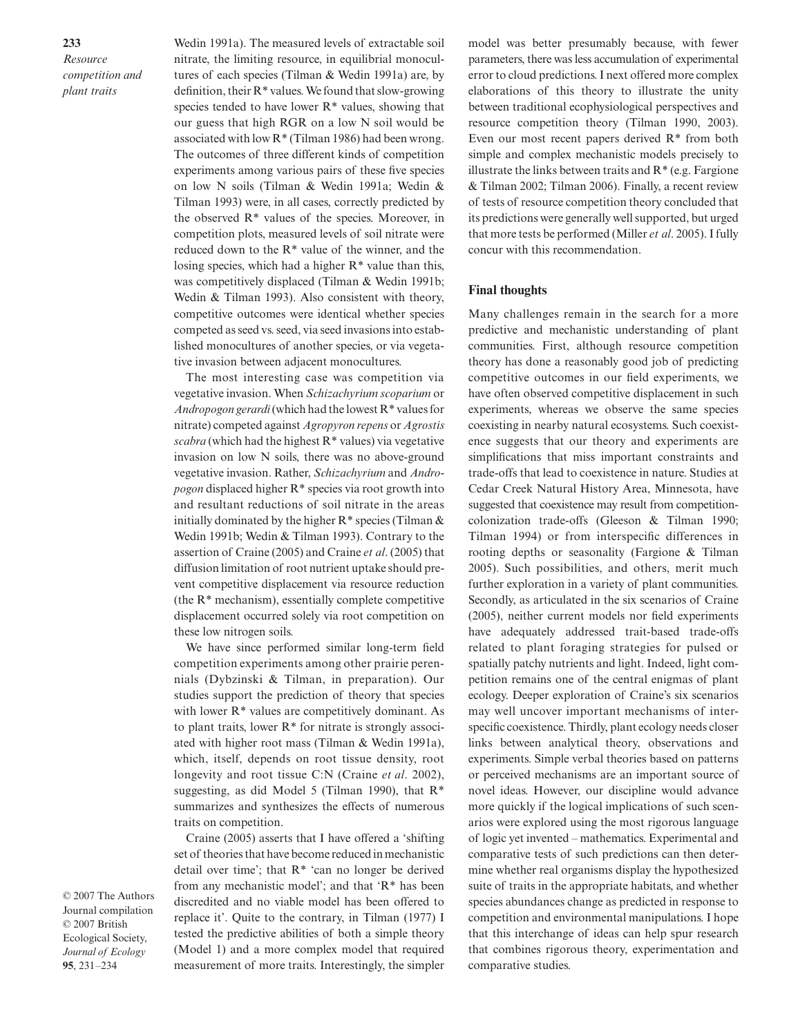Wedin 1991a). The measured levels of extractable soil nitrate, the limiting resource, in equilibrial monocultures of each species (Tilman & Wedin 1991a) are, by definition, their R* values. We found that slow-growing species tended to have lower R* values, showing that our guess that high RGR on a low N soil would be associated with low R* (Tilman 1986) had been wrong. The outcomes of three different kinds of competition experiments among various pairs of these five species on low N soils (Tilman & Wedin 1991a; Wedin & Tilman 1993) were, in all cases, correctly predicted by the observed R* values of the species. Moreover, in competition plots, measured levels of soil nitrate were reduced down to the R* value of the winner, and the losing species, which had a higher R* value than this, was competitively displaced (Tilman & Wedin 1991b; Wedin & Tilman 1993). Also consistent with theory, competitive outcomes were identical whether species competed as seed vs. seed, via seed invasions into established monocultures of another species, or via vegetative invasion between adjacent monocultures.

The most interesting case was competition via vegetative invasion. When *Schizachyrium scoparium* or *Andropogon gerardi* (which had the lowest R* values for nitrate) competed against *Agropyron repens* or *Agrostis scabra* (which had the highest R* values) via vegetative invasion on low N soils, there was no above-ground vegetative invasion. Rather, *Schizachyrium* and *Andropogon* displaced higher R* species via root growth into and resultant reductions of soil nitrate in the areas initially dominated by the higher R* species (Tilman & Wedin 1991b; Wedin & Tilman 1993). Contrary to the assertion of Craine (2005) and Craine *et al*. (2005) that diffusion limitation of root nutrient uptake should prevent competitive displacement via resource reduction (the R* mechanism), essentially complete competitive displacement occurred solely via root competition on these low nitrogen soils.

We have since performed similar long-term field competition experiments among other prairie perennials (Dybzinski & Tilman, in preparation). Our studies support the prediction of theory that species with lower R* values are competitively dominant. As to plant traits, lower R* for nitrate is strongly associated with higher root mass (Tilman & Wedin 1991a), which, itself, depends on root tissue density, root longevity and root tissue C:N (Craine *et al*. 2002), suggesting, as did Model 5 (Tilman 1990), that R* summarizes and synthesizes the effects of numerous traits on competition.

Craine (2005) asserts that I have offered a 'shifting set of theories that have become reduced in mechanistic detail over time'; that R* 'can no longer be derived from any mechanistic model'; and that 'R* has been discredited and no viable model has been offered to replace it'. Quite to the contrary, in Tilman (1977) I tested the predictive abilities of both a simple theory (Model 1) and a more complex model that required measurement of more traits. Interestingly, the simpler model was better presumably because, with fewer parameters, there was less accumulation of experimental error to cloud predictions. I next offered more complex elaborations of this theory to illustrate the unity between traditional ecophysiological perspectives and resource competition theory (Tilman 1990, 2003). Even our most recent papers derived R* from both simple and complex mechanistic models precisely to illustrate the links between traits and R* (e.g. Fargione & Tilman 2002; Tilman 2006). Finally, a recent review of tests of resource competition theory concluded that its predictions were generally well supported, but urged that more tests be performed (Miller *et al*. 2005). I fully concur with this recommendation.

## Final thoughts

Many challenges remain in the search for a more predictive and mechanistic understanding of plant communities. First, although resource competition theory has done a reasonably good job of predicting competitive outcomes in our field experiments, we have often observed competitive displacement in such experiments, whereas we observe the same species coexisting in nearby natural ecosystems. Such coexistence suggests that our theory and experiments are simplifications that miss important constraints and trade-offs that lead to coexistence in nature. Studies at Cedar Creek Natural History Area, Minnesota, have suggested that coexistence may result from competition-colonization trade-offs (Gleeson & Tilman 1990; Tilman 1994) or from interspecific differences in rooting depths or seasonality (Fargione & Tilman 2005). Such possibilities, and others, merit much further exploration in a variety of plant communities. Secondly, as articulated in the six scenarios of Craine (2005), neither current models nor field experiments have adequately addressed trait-based trade-offs related to plant foraging strategies for pulsed or spatially patchy nutrients and light. Indeed, light competition remains one of the central enigmas of plant ecology. Deeper exploration of Craine's six scenarios may well uncover important mechanisms of interspecific coexistence. Thirdly, plant ecology needs closer links between analytical theory, observations and experiments. Simple verbal theories based on patterns or perceived mechanisms are an important source of novel ideas. However, our discipline would advance more quickly if the logical implications of such scenarios were explored using the most rigorous language of logic yet invented – mathematics. Experimental and comparative tests of such predictions can then determine whether real organisms display the hypothesized suite of traits in the appropriate habitats, and whether species abundances change as predicted in response to competition and environmental manipulations. I hope that this interchange of ideas can help spur research that combines rigorous theory, experimentation and comparative studies.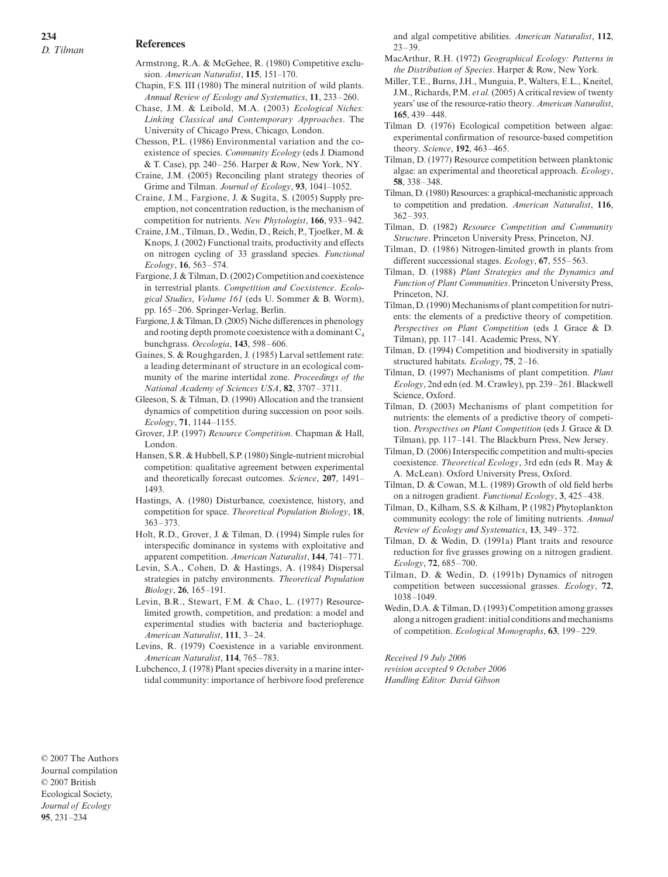## References

Armstrong, R.A. & McGehee, R. (1980) Competitive exclusion. *American Naturalist*, **115**, 151–170.

Chapin, F.S. III (1980) The mineral nutrition of wild plants. *Annual Review of Ecology and Systematics*, **11**, 233–260.

Chase, J.M. & Leibold, M.A. (2003) *Ecological Niches: Linking Classical and Contemporary Approaches*. The University of Chicago Press, Chicago, London.

Chesson, P.L. (1986) Environmental variation and the coexistence of species. *Community Ecology* (eds J. Diamond & T. Case), pp. 240–256. Harper & Row, New York, NY.

Craine, J.M. (2005) Reconciling plant strategy theories of Grime and Tilman. *Journal of Ecology*, **93**, 1041–1052.

Craine, J.M., Fargione, J. & Sugita, S. (2005) Supply pre-emption, not concentration reduction, is the mechanism of competition for nutrients. *New Phytologist*, **166**, 933–942.

Craine, J.M., Tilman, D., Wedin, D., Reich, P., Tjoelker, M. & Knops, J. (2002) Functional traits, productivity and effects on nitrogen cycling of 33 grassland species. *Functional Ecology*, **16**, 563–574.

Fargione, J. & Tilman, D. (2002) Competition and coexistence in terrestrial plants. *Competition and Coexistence*. *Ecological Studies*, *Volume 161* (eds U. Sommer & B. Worm), pp. 165–206. Springer-Verlag, Berlin.

Fargione, J. & Tilman, D. (2005) Niche differences in phenology and rooting depth promote coexistence with a dominant $C_4$ bunchgrass. *Oecologia*, **143**, 598–606.

Gaines, S. & Roughgarden, J. (1985) Larval settlement rate: a leading determinant of structure in an ecological community of the marine intertidal zone. *Proceedings of the National Academy of Sciences USA*, **82**, 3707–3711.

Gleeson, S. & Tilman, D. (1990) Allocation and the transient dynamics of competition during succession on poor soils. *Ecology*, **71**, 1144–1155.

Grover, J.P. (1997) *Resource Competition*. Chapman & Hall, London.

Hansen, S.R. & Hubbell, S.P. (1980) Single-nutrient microbial competition: qualitative agreement between experimental and theoretically forecast outcomes. *Science*, **207**, 1491–1493.

Hastings, A. (1980) Disturbance, coexistence, history, and competition for space. *Theoretical Population Biology*, **18**, 363–373.

Holt, R.D., Grover, J. & Tilman, D. (1994) Simple rules for interspecific dominance in systems with exploitative and apparent competition. *American Naturalist*, **144**, 741–771.

Levin, S.A., Cohen, D. & Hastings, A. (1984) Dispersal strategies in patchy environments. *Theoretical Population Biology*, **26**, 165–191.

Levin, B.R., Stewart, F.M. & Chao, L. (1977) Resource-limited growth, competition, and predation: a model and experimental studies with bacteria and bacteriophage. *American Naturalist*, **111**, 3–24.

Levins, R. (1979) Coexistence in a variable environment. *American Naturalist*, **114**, 765–783.

Lubchenco, J. (1978) Plant species diversity in a marine intertidal community: importance of herbivore food preference and algal competitive abilities. *American Naturalist*, **112**, 23–39.

MacArthur, R.H. (1972) *Geographical Ecology: Patterns in the Distribution of Species*. Harper & Row, New York.

Miller, T.E., Burns, J.H., Munguia, P., Walters, E.L., Kneitel, J.M., Richards, P.M. *et al.* (2005) A critical review of twenty years' use of the resource-ratio theory. *American Naturalist*, **165**, 439–448.

Tilman D. (1976) Ecological competition between algae: experimental confirmation of resource-based competition theory. *Science*, **192**, 463–465.

Tilman, D. (1977) Resource competition between planktonic algae: an experimental and theoretical approach. *Ecology*, **58**, 338–348.

Tilman, D. (1980) Resources: a graphical-mechanistic approach to competition and predation. *American Naturalist*, **116**, 362–393.

Tilman, D. (1982) *Resource Competition and Community Structure*. Princeton University Press, Princeton, NJ.

Tilman, D. (1986) Nitrogen-limited growth in plants from different successional stages. *Ecology*, **67**, 555–563.

Tilman, D. (1988) *Plant Strategies and the Dynamics and Function of Plant Communities*. Princeton University Press, Princeton, NJ.

Tilman, D. (1990) Mechanisms of plant competition for nutrients: the elements of a predictive theory of competition. *Perspectives on Plant Competition* (eds J. Grace & D. Tilman), pp. 117–141. Academic Press, NY.

Tilman, D. (1994) Competition and biodiversity in spatially structured habitats. *Ecology*, **75**, 2–16.

Tilman, D. (1997) Mechanisms of plant competition. *Plant Ecology*, 2nd edn (ed. M. Crawley), pp. 239–261. Blackwell Science, Oxford.

Tilman, D. (2003) Mechanisms of plant competition for nutrients: the elements of a predictive theory of competition. *Perspectives on Plant Competition* (eds J. Grace & D. Tilman), pp. 117–141. The Blackburn Press, New Jersey.

Tilman, D. (2006) Interspecific competition and multi-species coexistence. *Theoretical Ecology*, 3rd edn (eds R. May & A. McLean). Oxford University Press, Oxford.

Tilman, D. & Cowan, M.L. (1989) Growth of old field herbs on a nitrogen gradient. *Functional Ecology*, **3**, 425–438.

Tilman, D., Kilham, S.S. & Kilham, P. (1982) Phytoplankton community ecology: the role of limiting nutrients. *Annual Review of Ecology and Systematics*, **13**, 349–372.

Tilman, D. & Wedin, D. (1991a) Plant traits and resource reduction for five grasses growing on a nitrogen gradient. *Ecology*, **72**, 685–700.

Tilman, D. & Wedin, D. (1991b) Dynamics of nitrogen competition between successional grasses. *Ecology*, **72**, 1038–1049.

Wedin, D.A. & Tilman, D. (1993) Competition among grasses along a nitrogen gradient: initial conditions and mechanisms of competition. *Ecological Monographs*, **63**, 199–229.

*Received 19 July 2006*
*revision accepted 9 October 2006*
*Handling Editor: David Gibson*

© 2007 The Authors
Journal compilation
© 2007 British Ecological Society,
*Journal of Ecology*
**95**, 231–234